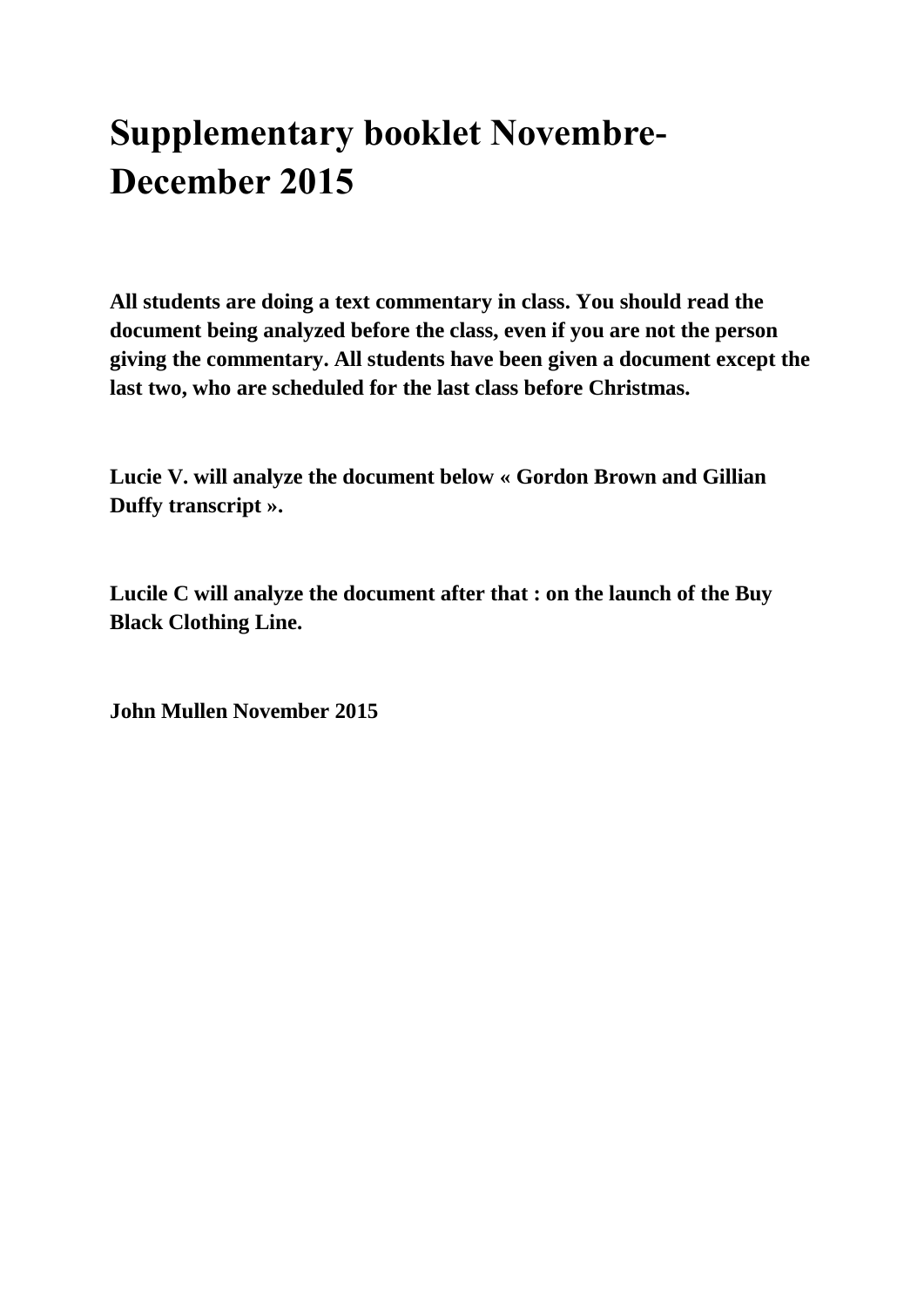# Supplementary booklet Novembre-December 2015

**All students are doing a text commentary in class. You should read the document being analyzed before the class, even if you are not the person giving the commentary. All students have been given a document except the last two, who are scheduled for the last class before Christmas.**

**Lucie V. will analyze the document below « Gordon Brown and Gillian Duffy transcript ».**

**Lucile C will analyze the document after that : on the launch of the Buy Black Clothing Line.**

**John Mullen November 2015**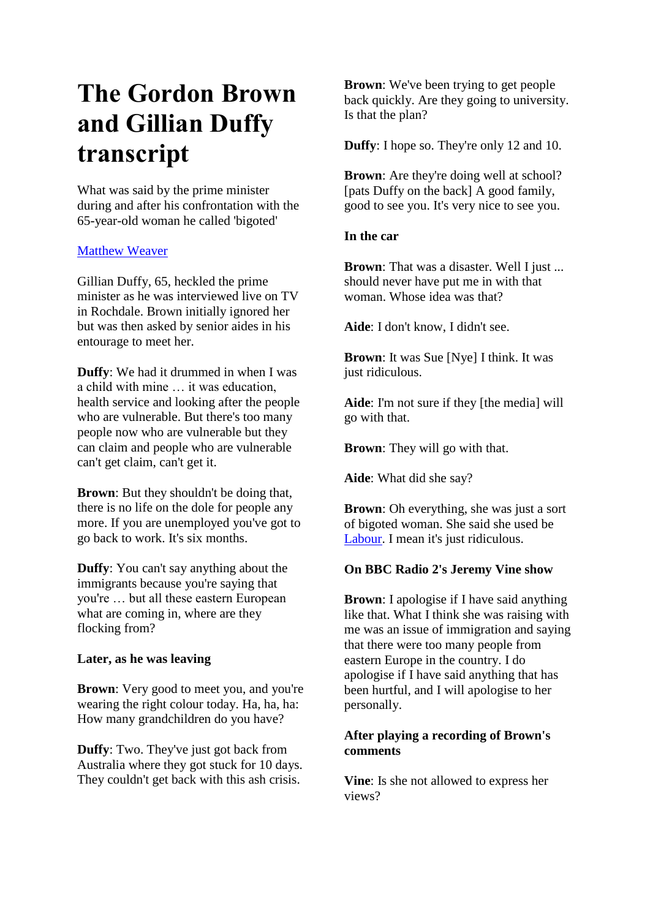# The Gordon Brown and Gillian Duffy transcript

What was said by the prime minister during and after his confrontation with the 65-year-old woman he called 'bigoted'

Matthew Weaver

Gillian Duffy, 65, heckled the prime minister as he was interviewed live on TV in Rochdale. Brown initially ignored her but was then asked by senior aides in his entourage to meet her.

**Duffy**: We had it drummed in when I was a child with mine … it was education, health service and looking after the people who are vulnerable. But there's too many people now who are vulnerable but they can claim and people who are vulnerable can't get claim, can't get it.

**Brown**: But they shouldn't be doing that, there is no life on the dole for people any more. If you are unemployed you've got to go back to work. It's six months.

**Duffy**: You can't say anything about the immigrants because you're saying that you're … but all these eastern European what are coming in, where are they flocking from?

**Later, as he was leaving**

**Brown**: Very good to meet you, and you're wearing the right colour today. Ha, ha, ha: How many grandchildren do you have?

**Duffy**: Two. They've just got back from Australia where they got stuck for 10 days. They couldn't get back with this ash crisis.

**Brown**: We've been trying to get people back quickly. Are they going to university. Is that the plan?

**Duffy**: I hope so. They're only 12 and 10.

**Brown**: Are they're doing well at school? [pats Duffy on the back] A good family, good to see you. It's very nice to see you.

**In the car**

**Brown**: That was a disaster. Well I just ... should never have put me in with that woman. Whose idea was that?

**Aide**: I don't know, I didn't see.

**Brown**: It was Sue [Nye] I think. It was just ridiculous.

**Aide**: I'm not sure if they [the media] will go with that.

**Brown**: They will go with that.

**Aide**: What did she say?

**Brown**: Oh everything, she was just a sort of bigoted woman. She said she used be Labour. I mean it's just ridiculous.

**On BBC Radio 2's Jeremy Vine show**

**Brown**: I apologise if I have said anything like that. What I think she was raising with me was an issue of immigration and saying that there were too many people from eastern Europe in the country. I do apologise if I have said anything that has been hurtful, and I will apologise to her personally.

**After playing a recording of Brown's comments**

**Vine**: Is she not allowed to express her views?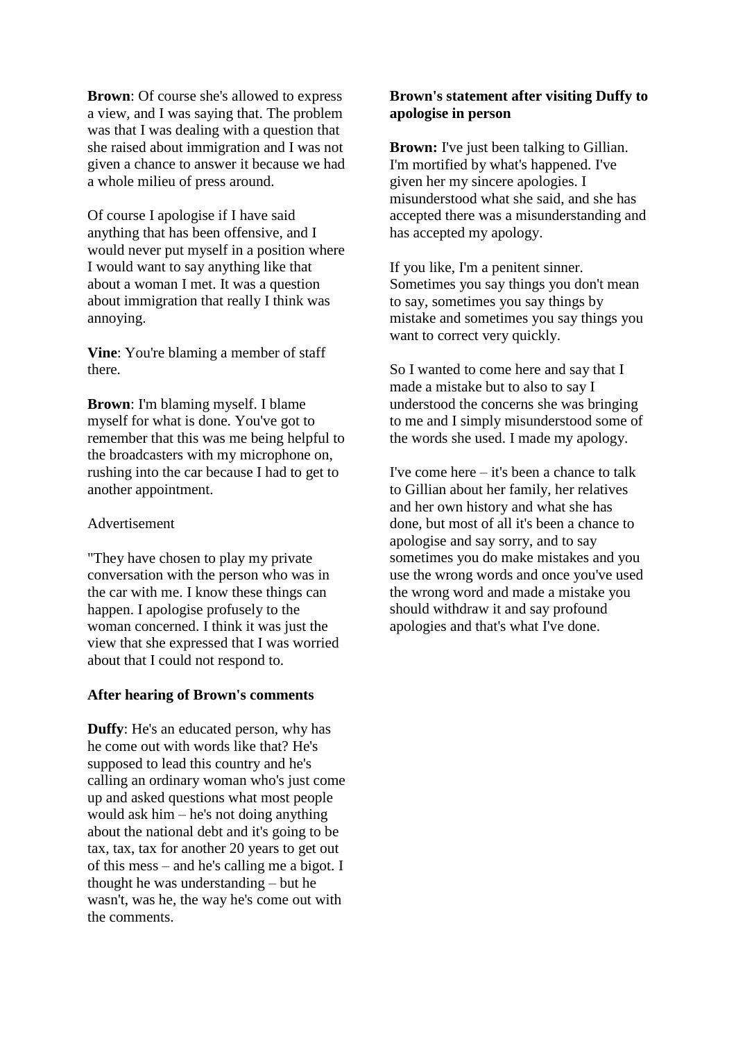**Brown**: Of course she's allowed to express a view, and I was saying that. The problem was that I was dealing with a question that she raised about immigration and I was not given a chance to answer it because we had a whole milieu of press around.

Of course I apologise if I have said anything that has been offensive, and I would never put myself in a position where I would want to say anything like that about a woman I met. It was a question about immigration that really I think was annoying.

**Vine**: You're blaming a member of staff there.

**Brown**: I'm blaming myself. I blame myself for what is done. You've got to remember that this was me being helpful to the broadcasters with my microphone on, rushing into the car because I had to get to another appointment.

Advertisement

"They have chosen to play my private conversation with the person who was in the car with me. I know these things can happen. I apologise profusely to the woman concerned. I think it was just the view that she expressed that I was worried about that I could not respond to.

**After hearing of Brown's comments**

**Duffy**: He's an educated person, why has he come out with words like that? He's supposed to lead this country and he's calling an ordinary woman who's just come up and asked questions what most people would ask him – he's not doing anything about the national debt and it's going to be tax, tax, tax for another 20 years to get out of this mess – and he's calling me a bigot. I thought he was understanding – but he wasn't, was he, the way he's come out with the comments.

**Brown's statement after visiting Duffy to apologise in person**

**Brown:** I've just been talking to Gillian. I'm mortified by what's happened. I've given her my sincere apologies. I misunderstood what she said, and she has accepted there was a misunderstanding and has accepted my apology.

If you like, I'm a penitent sinner. Sometimes you say things you don't mean to say, sometimes you say things by mistake and sometimes you say things you want to correct very quickly.

So I wanted to come here and say that I made a mistake but to also to say I understood the concerns she was bringing to me and I simply misunderstood some of the words she used. I made my apology.

I've come here – it's been a chance to talk to Gillian about her family, her relatives and her own history and what she has done, but most of all it's been a chance to apologise and say sorry, and to say sometimes you do make mistakes and you use the wrong words and once you've used the wrong word and made a mistake you should withdraw it and say profound apologies and that's what I've done.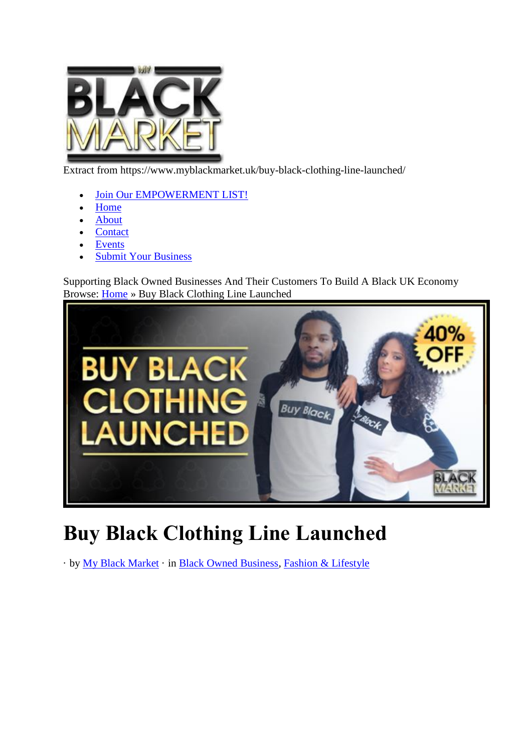Extract from https://www.myblackmarket.uk/buy-black-clothing-line-launched/

- Join Our EMPOWERMENT LIST!
- Home
- About
- Contact
- Events
- Submit Your Business

Supporting Black Owned Businesses And Their Customers To Build A Black UK Economy
Browse: Home » Buy Black Clothing Line Launched

# Buy Black Clothing Line Launched

· by My Black Market · in Black Owned Business, Fashion & Lifestyle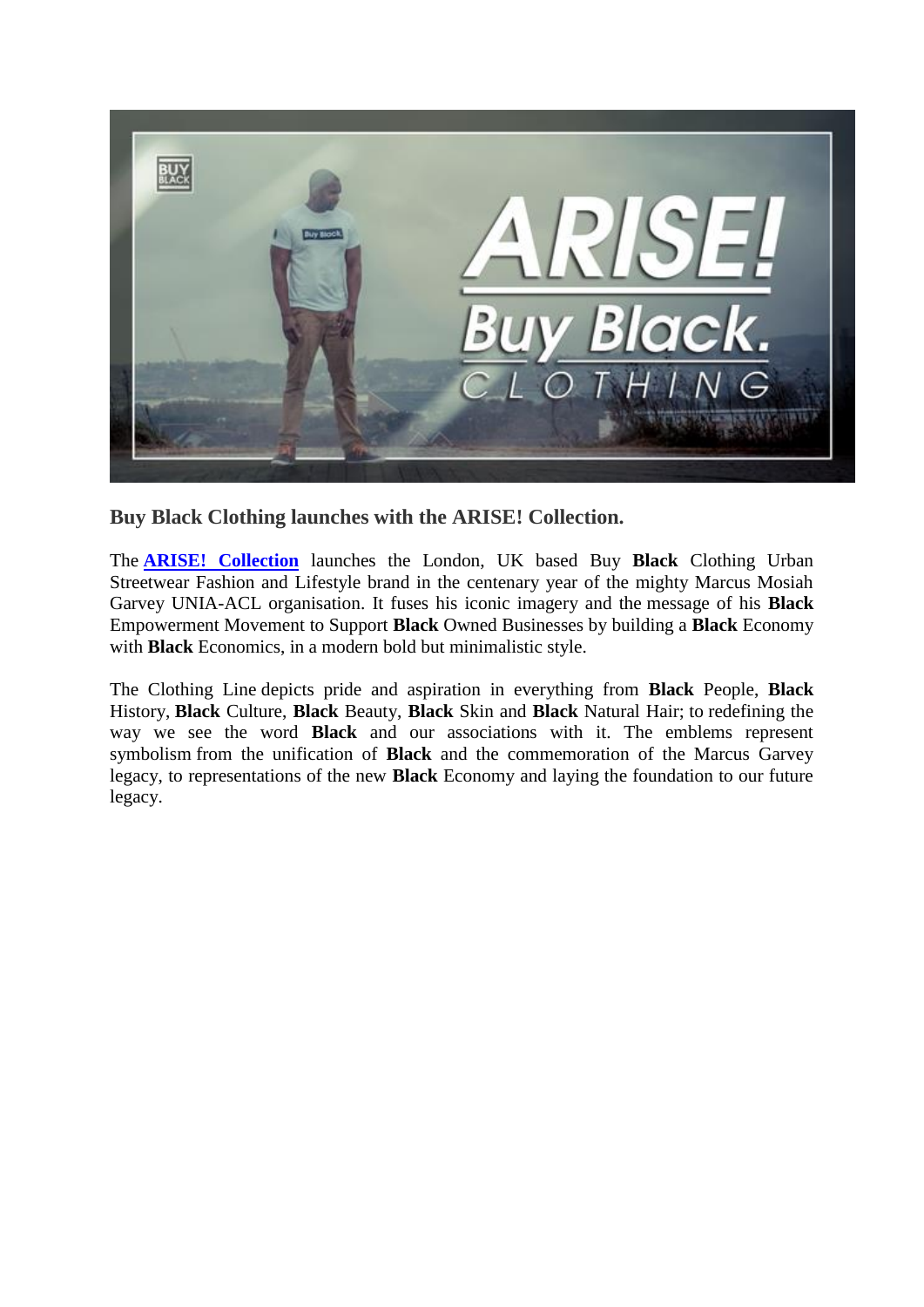### Buy Black Clothing launches with the ARISE! Collection.

The **ARISE! Collection** launches the London, UK based Buy **Black** Clothing Urban Streetwear Fashion and Lifestyle brand in the centenary year of the mighty Marcus Mosiah Garvey UNIA-ACL organisation. It fuses his iconic imagery and the message of his **Black** Empowerment Movement to Support **Black** Owned Businesses by building a **Black** Economy with **Black** Economics, in a modern bold but minimalistic style.

The Clothing Line depicts pride and aspiration in everything from **Black** People, **Black** History, **Black** Culture, **Black** Beauty, **Black** Skin and **Black** Natural Hair; to redefining the way we see the word **Black** and our associations with it. The emblems represent symbolism from the unification of **Black** and the commemoration of the Marcus Garvey legacy, to representations of the new **Black** Economy and laying the foundation to our future legacy.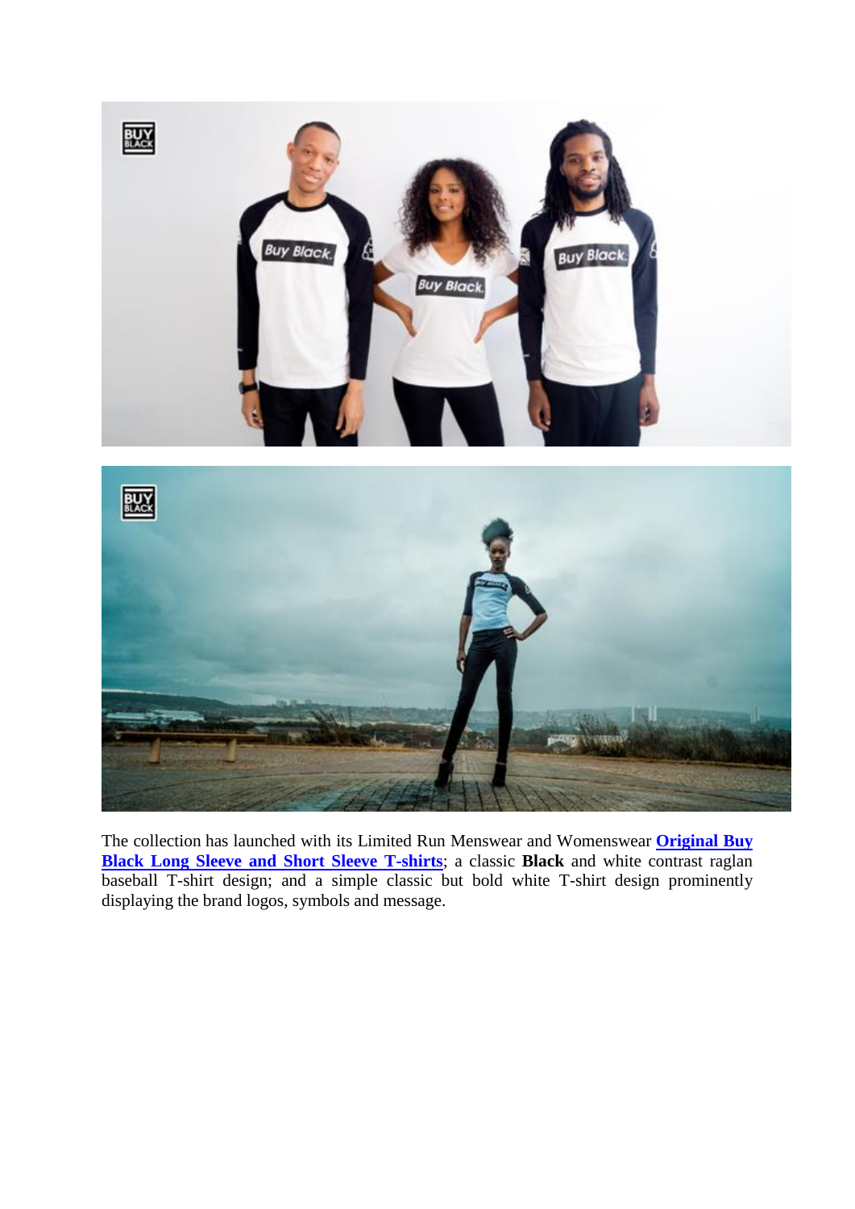The collection has launched with its Limited Run Menswear and Womenswear **Original Buy Black Long Sleeve and Short Sleeve T-shirts**; a classic **Black** and white contrast raglan baseball T-shirt design; and a simple classic but bold white T-shirt design prominently displaying the brand logos, symbols and message.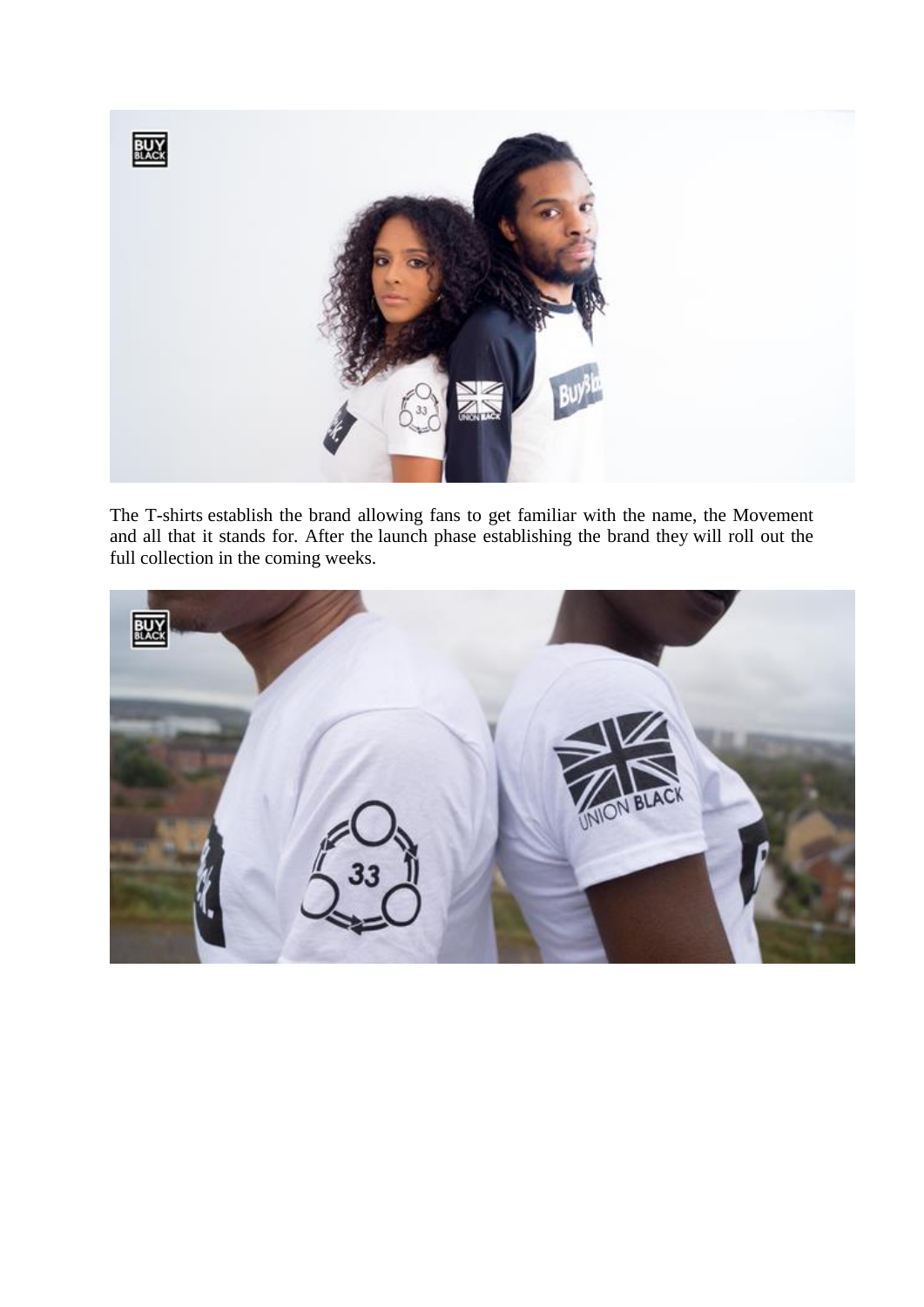The T-shirts establish the brand allowing fans to get familiar with the name, the Movement and all that it stands for. After the launch phase establishing the brand they will roll out the full collection in the coming weeks.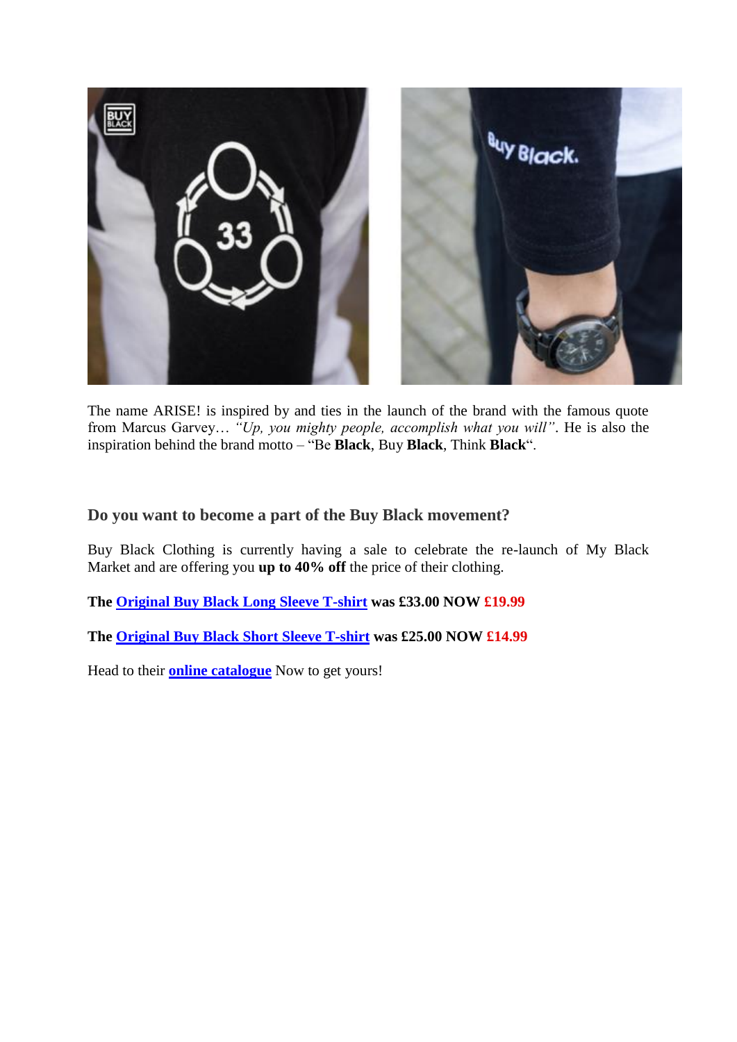The name ARISE! is inspired by and ties in the launch of the brand with the famous quote from Marcus Garvey… *"Up, you mighty people, accomplish what you will"*. He is also the inspiration behind the brand motto – "Be **Black**, Buy **Black**, Think **Black**".

### Do you want to become a part of the Buy Black movement?

Buy Black Clothing is currently having a sale to celebrate the re-launch of My Black Market and are offering you **up to 40% off** the price of their clothing.

**The Original Buy Black Long Sleeve T-shirt was £33.00 NOW £19.99**

**The Original Buy Black Short Sleeve T-shirt was £25.00 NOW £14.99**

Head to their **online catalogue** Now to get yours!